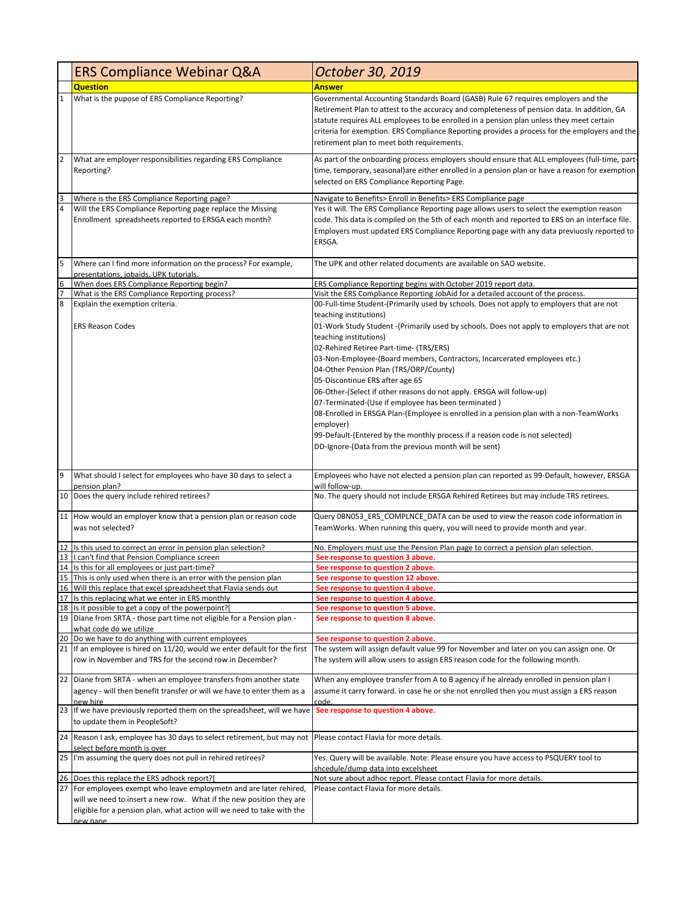| | ERS Compliance Webinar Q&A | October 30, 2019 |
|---|---|---|
| | **Question** | **Answer** |
| 1 | What is the pupose of ERS Compliance Reporting? | Governmental Accounting Standards Board (GASB) Rule 67 requires employers and the Retirement Plan to attest to the accuracy and completeness of pension data. In addition, GA statute requires ALL employees to be enrolled in a pension plan unless they meet certain criteria for exemption. ERS Compliance Reporting provides a process for the employers and the retirement plan to meet both requirements. |
| 2 | What are employer responsibilities regarding ERS Compliance Reporting? | As part of the onboarding process employers should ensure that ALL employees (full-time, part-time, temporary, seasonal)are either enrolled in a pension plan or have a reason for exemption selected on ERS Compliance Reporting Page. |
| 3 | Where is the ERS Compliance Reporting page? | Navigate to Benefits> Enroll in Benefits> ERS Compliance page |
| 4 | Will the ERS Compliance Reporting page replace the Missing Enrollment spreadsheets reported to ERSGA each month? | Yes it will. The ERS Compliance Reporting page allows users to select the exemption reason code. This data is compiled on the 5th of each month and reported to ERS on an interface file. Employers must updated ERS Compliance Reporting page with any data previuosly reported to ERSGA. |
| 5 | Where can I find more information on the process? For example, presentations, jobaids, UPK tutorials. | The UPK and other related documents are available on SAO website. |
| 6 | When does ERS Compliance Reporting begin? | ERS Compliance Reporting begins with October 2019 report data. |
| 7 | What is the ERS Compliance Reporting process? | Visit the ERS Compliance Reporting JobAid for a detailed account of the process. |
| 8 | Explain the exemption criteria.<br><br>ERS Reason Codes | 00-Full-time Student-(Primarily used by schools. Does not apply to employers that are not teaching institutions)<br>01-Work Study Student -(Primarily used by schools. Does not apply to employers that are not teaching institutions)<br>02-Rehired Retiree Part-time- (TRS/ERS)<br>03-Non-Employee-(Board members, Contractors, Incarcerated employees etc.)<br>04-Other Pension Plan (TRS/ORP/County)<br>05-Discontinue ERS after age 65<br>06-Other-(Select if other reasons do not apply. ERSGA will follow-up)<br>07-Terminated-(Use if employee has been terminated )<br>08-Enrolled in ERSGA Plan-(Employee is enrolled in a pension plan with a non-TeamWorks employer)<br>99-Default-(Entered by the monthly process if a reason code is not selected)<br>DD-Ignore-(Data from the previous month will be sent) |
| 9 | What should I select for employees who have 30 days to select a pension plan? | Employees who have not elected a pension plan can reported as 99-Default, however, ERSGA will follow-up. |
| 10 | Does the query include rehired retirees? | No. The query should not include ERSGA Rehired Retirees but may include TRS retirees. |
| 11 | How would an employer know that a pension plan or reason code was not selected? | Query 0BN053_ERS_COMPLNCE_DATA can be used to view the reason code information in TeamWorks. When running this query, you will need to provide month and year. |
| 12 | Is this used to correct an error in pension plan selection? | No. Employers must use the Pension Plan page to correct a pension plan selection. |
| 13 | I can't find that Pension Compliance screen | **See response to question 3 above.** |
| 14 | Is this for all employees or just part-time? | **See response to question 2 above.** |
| 15 | This is only used when there is an error with the pension plan | **See response to question 12 above.** |
| 16 | Will this replace that excel spreadsheet that Flavia sends out | **See response to question 4 above.** |
| 17 | Is this replacing what we enter in ERS monthly | **See response to question 4 above.** |
| 18 | Is it possible to get a copy of the powerpoint?[ | **See response to question 5 above.** |
| 19 | Diane from SRTA - those part time not eligible for a Pension plan - what code do we utilize | **See response to question 8 above.** |
| 20 | Do we have to do anything with current employees | **See response to question 2 above.** |
| 21 | If an employee is hired on 11/20, would we enter default for the first row in November and TRS for the second row in December? | The system will assign default value 99 for November and later on you can assign one. Or The system will allow users to assign ERS reason code for the following month. |
| 22 | Diane from SRTA - when an employee transfers from another state agency - will then benefit transfer or will we have to enter them as a new hire | When any employee transfer from A to B agency if he already enrolled in pension plan I assume it carry forward. in case he or she not enrolled then you must assign a ERS reason code. |
| 23 | If we have previously reported them on the spreadsheet, will we have to update them in PeopleSoft? | **See response to question 4 above.** |
| 24 | Reason I ask, employee has 30 days to select retirement, but may not select before month is over | Please contact Flavia for more details. |
| 25 | I'm assuming the query does not pull in rehired retirees? | Yes. Query will be available. Note: Please ensure you have access to PSQUERY tool to shcedule/dump data into excelsheet |
| 26 | Does this replace the ERS adhock report?[ | Not sure about adhoc report. Please contact Flavia for more details. |
| 27 | For employees exempt who leave employmetn and are later rehired, will we need to insert a new row. What if the new position they are eligible for a pension plan, what action will we need to take with the new pane | Please contact Flavia for more details. |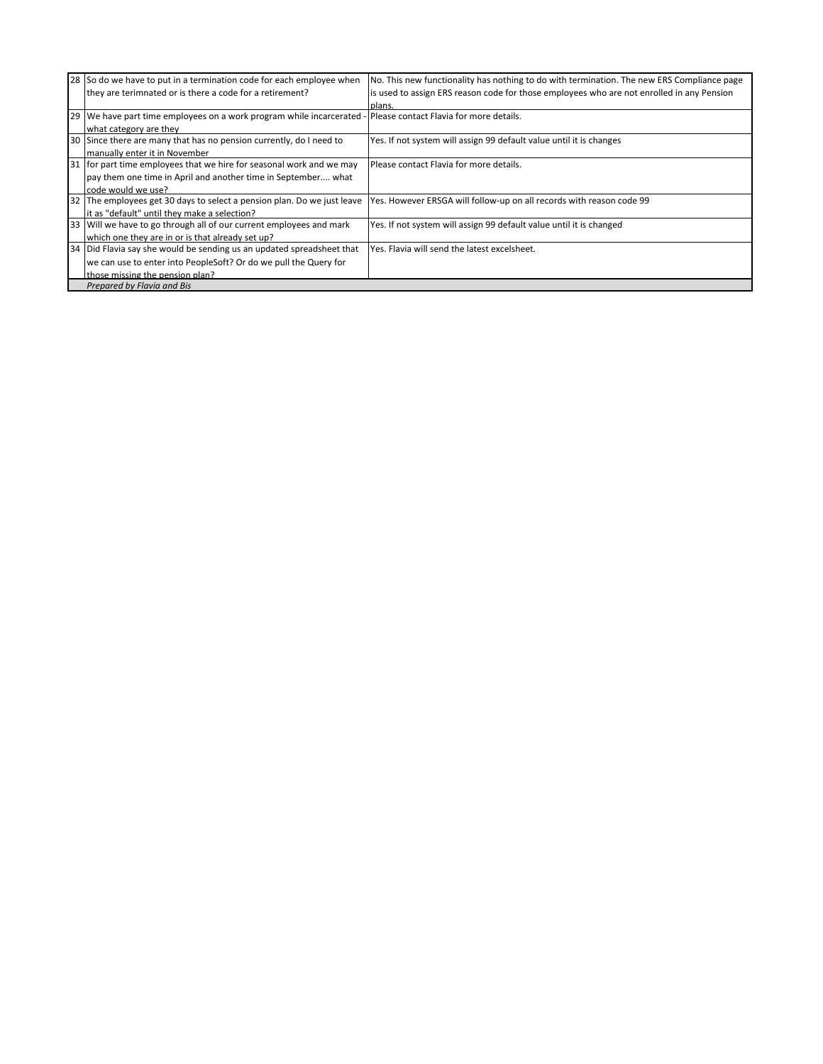| | | |
|---|---|---|
| 28 | So do we have to put in a termination code for each employee when they are terimnated or is there a code for a retirement? | No. This new functionality has nothing to do with termination. The new ERS Compliance page is used to assign ERS reason code for those employees who are not enrolled in any Pension plans. |
| 29 | We have part time employees on a work program while incarcerated - what category are they | Please contact Flavia for more details. |
| 30 | Since there are many that has no pension currently, do I need to manually enter it in November | Yes. If not system will assign 99 default value until it is changes |
| 31 | for part time employees that we hire for seasonal work and we may pay them one time in April and another time in September.... what code would we use? | Please contact Flavia for more details. |
| 32 | The employees get 30 days to select a pension plan. Do we just leave it as "default" until they make a selection? | Yes. However ERSGA will follow-up on all records with reason code 99 |
| 33 | Will we have to go through all of our current employees and mark which one they are in or is that already set up? | Yes. If not system will assign 99 default value until it is changed |
| 34 | Did Flavia say she would be sending us an updated spreadsheet that we can use to enter into PeopleSoft? Or do we pull the Query for those missing the pension plan? | Yes. Flavia will send the latest excelsheet. |
| | *Prepared by Flavia and Bis* | |